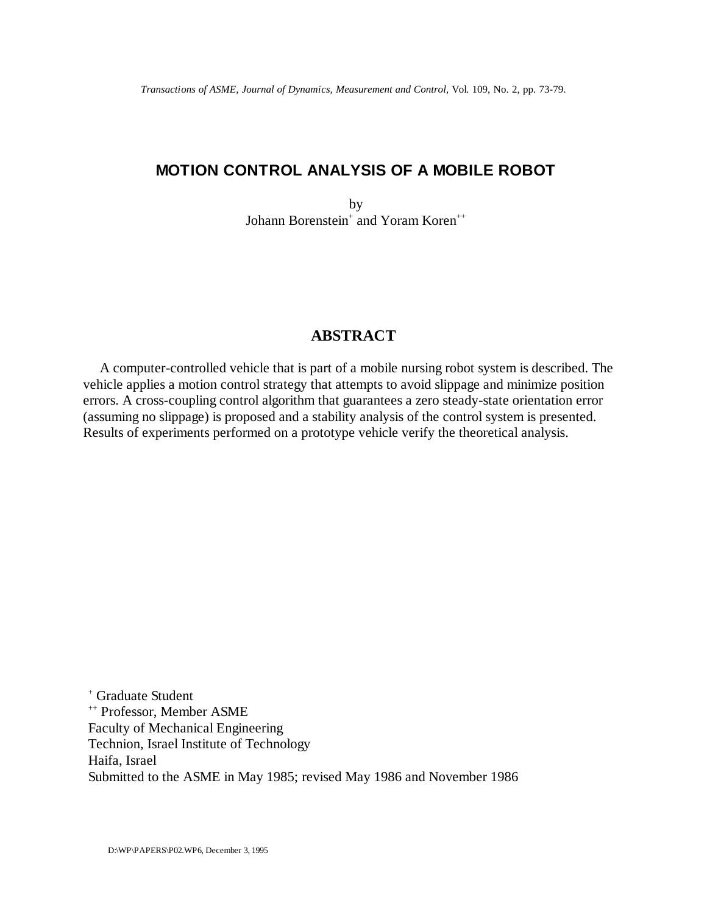*Transactions of ASME, Journal of Dynamics, Measurement and Control*, Vol. 109, No. 2, pp. 73-79.

# MOTION CONTROL ANALYSIS OF A MOBILE ROBOT

by

Johann Borenstein[+] and Yoram Koren[++]

## ABSTRACT

A computer-controlled vehicle that is part of a mobile nursing robot system is described. The vehicle applies a motion control strategy that attempts to avoid slippage and minimize position errors. A cross-coupling control algorithm that guarantees a zero steady-state orientation error (assuming no slippage) is proposed and a stability analysis of the control system is presented. Results of experiments performed on a prototype vehicle verify the theoretical analysis.

[+] Graduate Student

[++] Professor, Member ASME

Faculty of Mechanical Engineering

Technion, Israel Institute of Technology

Haifa, Israel

Submitted to the ASME in May 1985; revised May 1986 and November 1986

D:\WP\PAPERS\P02.WP6, December 3, 1995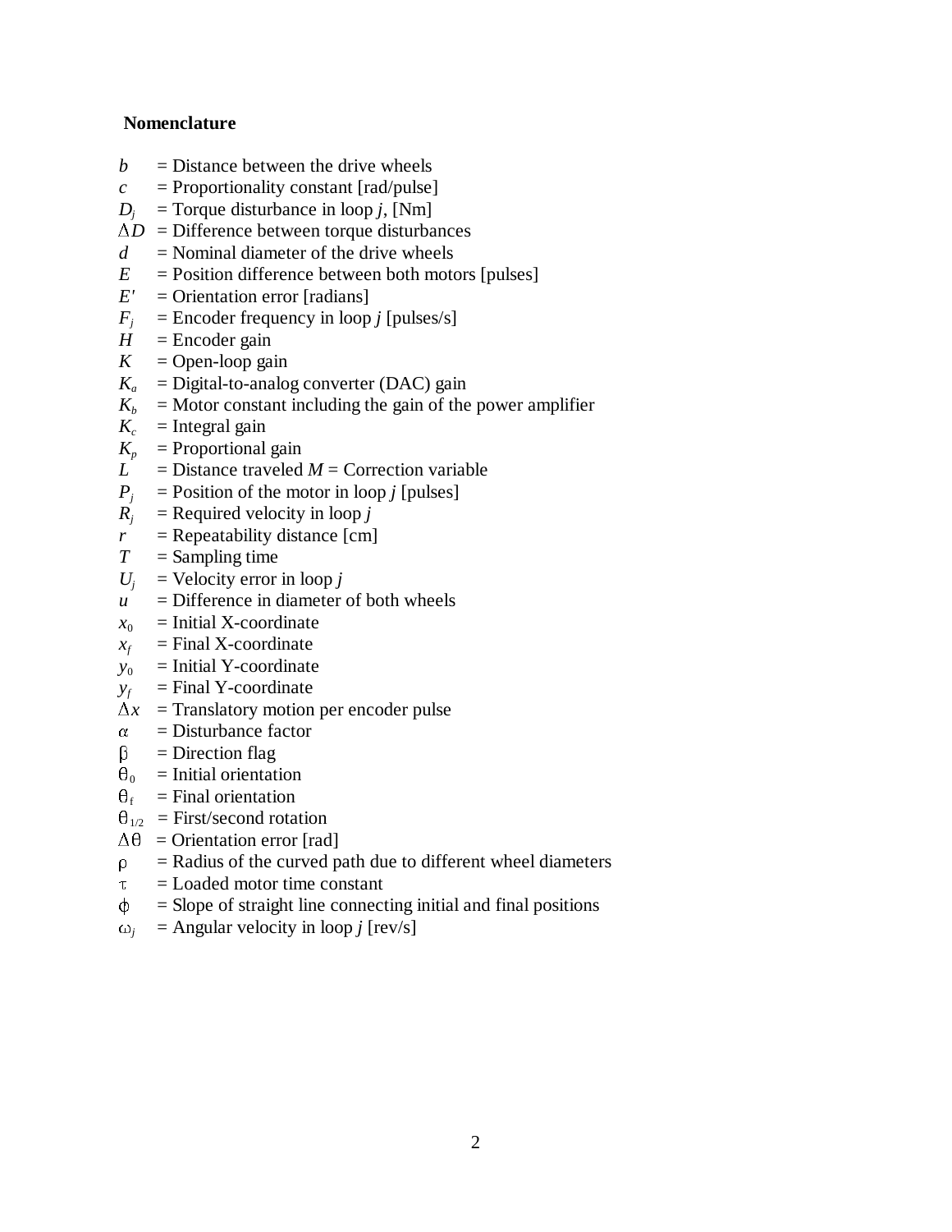**Nomenclature**

$b$ = Distance between the drive wheels
$c$ = Proportionality constant [rad/pulse]
$D_j$ = Torque disturbance in loop $j$, [Nm]
$\Delta D$ = Difference between torque disturbances
$d$ = Nominal diameter of the drive wheels
$E$ = Position difference between both motors [pulses]
$E'$ = Orientation error [radians]
$F_j$ = Encoder frequency in loop $j$ [pulses/s]
$H$ = Encoder gain
$K$ = Open-loop gain
$K_a$ = Digital-to-analog converter (DAC) gain
$K_b$ = Motor constant including the gain of the power amplifier
$K_c$ = Integral gain
$K_p$ = Proportional gain
$L$ = Distance traveled $M$ = Correction variable
$P_j$ = Position of the motor in loop $j$ [pulses]
$R_j$ = Required velocity in loop $j$
$r$ = Repeatability distance [cm]
$T$ = Sampling time
$U_j$ = Velocity error in loop $j$
$u$ = Difference in diameter of both wheels
$x_0$ = Initial X-coordinate
$x_f$ = Final X-coordinate
$y_0$ = Initial Y-coordinate
$y_f$ = Final Y-coordinate
$\Delta x$ = Translatory motion per encoder pulse
$\alpha$ = Disturbance factor
$\beta$ = Direction flag
$\theta_0$ = Initial orientation
$\theta_f$ = Final orientation
$\theta_{1/2}$ = First/second rotation
$\Delta\theta$ = Orientation error [rad]
$\rho$ = Radius of the curved path due to different wheel diameters
$\tau$ = Loaded motor time constant
$\phi$ = Slope of straight line connecting initial and final positions
$\omega_j$ = Angular velocity in loop $j$ [rev/s]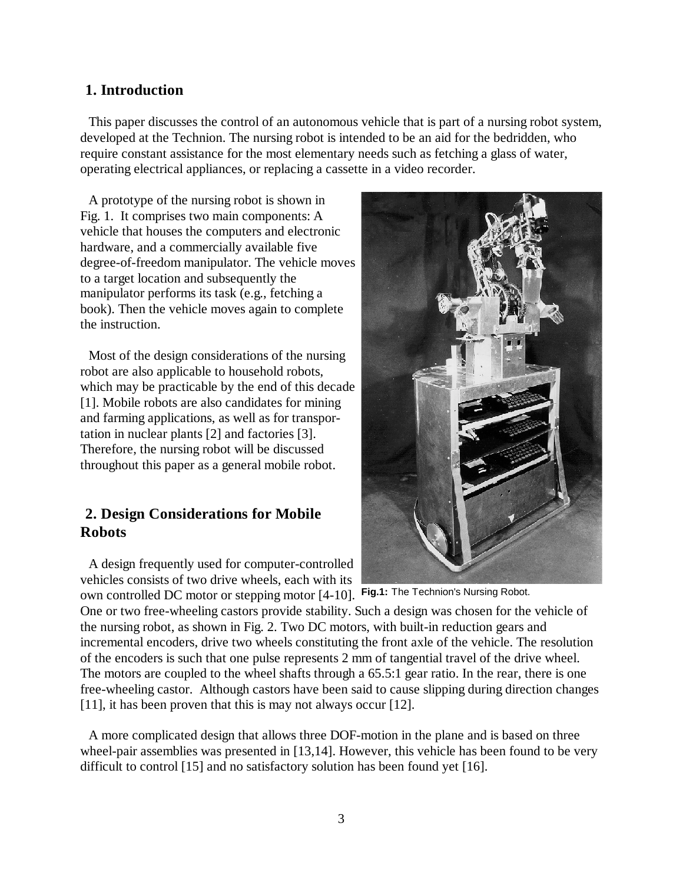## 1. Introduction

This paper discusses the control of an autonomous vehicle that is part of a nursing robot system, developed at the Technion. The nursing robot is intended to be an aid for the bedridden, who require constant assistance for the most elementary needs such as fetching a glass of water, operating electrical appliances, or replacing a cassette in a video recorder.

A prototype of the nursing robot is shown in Fig. 1. It comprises two main components: A vehicle that houses the computers and electronic hardware, and a commercially available five degree-of-freedom manipulator. The vehicle moves to a target location and subsequently the manipulator performs its task (e.g., fetching a book). Then the vehicle moves again to complete the instruction.

Most of the design considerations of the nursing robot are also applicable to household robots, which may be practicable by the end of this decade [1]. Mobile robots are also candidates for mining and farming applications, as well as for transportation in nuclear plants [2] and factories [3]. Therefore, the nursing robot will be discussed throughout this paper as a general mobile robot.

**Fig.1:** The Technion's Nursing Robot.

## 2. Design Considerations for Mobile Robots

A design frequently used for computer-controlled vehicles consists of two drive wheels, each with its own controlled DC motor or stepping motor [4-10]. One or two free-wheeling castors provide stability. Such a design was chosen for the vehicle of the nursing robot, as shown in Fig. 2. Two DC motors, with built-in reduction gears and incremental encoders, drive two wheels constituting the front axle of the vehicle. The resolution of the encoders is such that one pulse represents 2 mm of tangential travel of the drive wheel. The motors are coupled to the wheel shafts through a 65.5:1 gear ratio. In the rear, there is one free-wheeling castor. Although castors have been said to cause slipping during direction changes [11], it has been proven that this is may not always occur [12].

A more complicated design that allows three DOF-motion in the plane and is based on three wheel-pair assemblies was presented in [13,14]. However, this vehicle has been found to be very difficult to control [15] and no satisfactory solution has been found yet [16].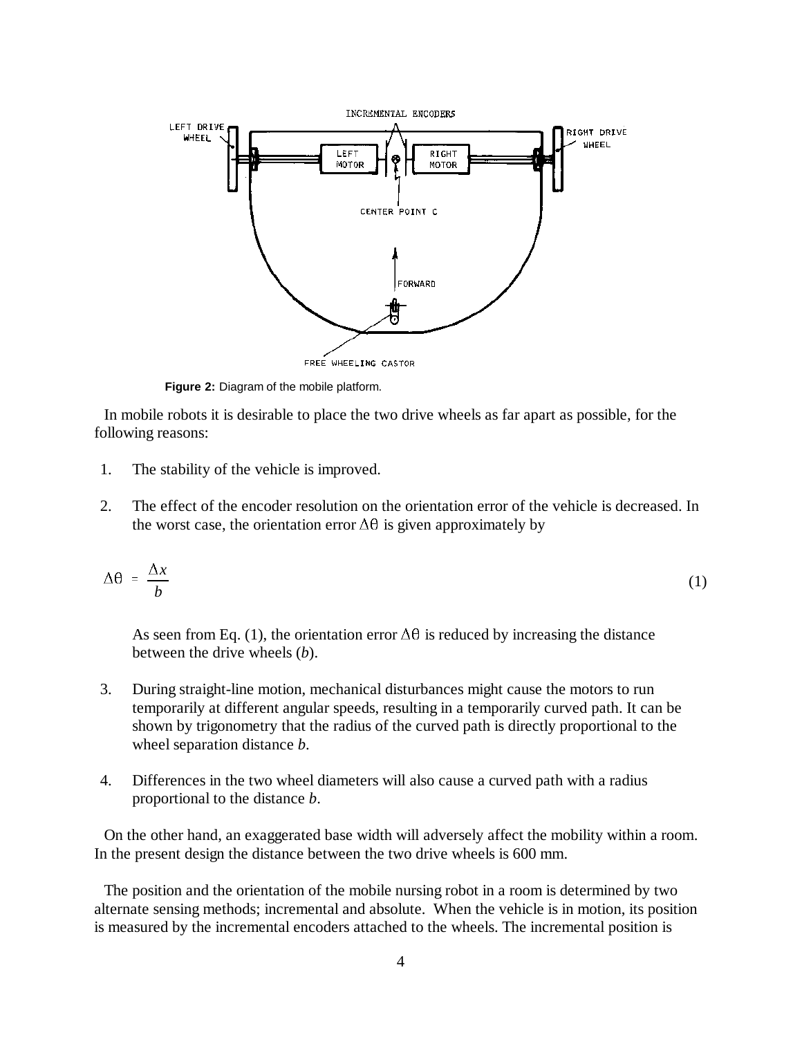**Figure 2:** Diagram of the mobile platform.

In mobile robots it is desirable to place the two drive wheels as far apart as possible, for the following reasons:

1. The stability of the vehicle is improved.

2. The effect of the encoder resolution on the orientation error of the vehicle is decreased. In the worst case, the orientation error $\Delta\theta$ is given approximately by

$$\Delta\theta = \frac{\Delta x}{b} \tag{1}$$

   As seen from Eq. (1), the orientation error $\Delta\theta$ is reduced by increasing the distance between the drive wheels ($b$).

3. During straight-line motion, mechanical disturbances might cause the motors to run temporarily at different angular speeds, resulting in a temporarily curved path. It can be shown by trigonometry that the radius of the curved path is directly proportional to the wheel separation distance $b$.

4. Differences in the two wheel diameters will also cause a curved path with a radius proportional to the distance $b$.

On the other hand, an exaggerated base width will adversely affect the mobility within a room. In the present design the distance between the two drive wheels is 600 mm.

The position and the orientation of the mobile nursing robot in a room is determined by two alternate sensing methods; incremental and absolute. When the vehicle is in motion, its position is measured by the incremental encoders attached to the wheels. The incremental position is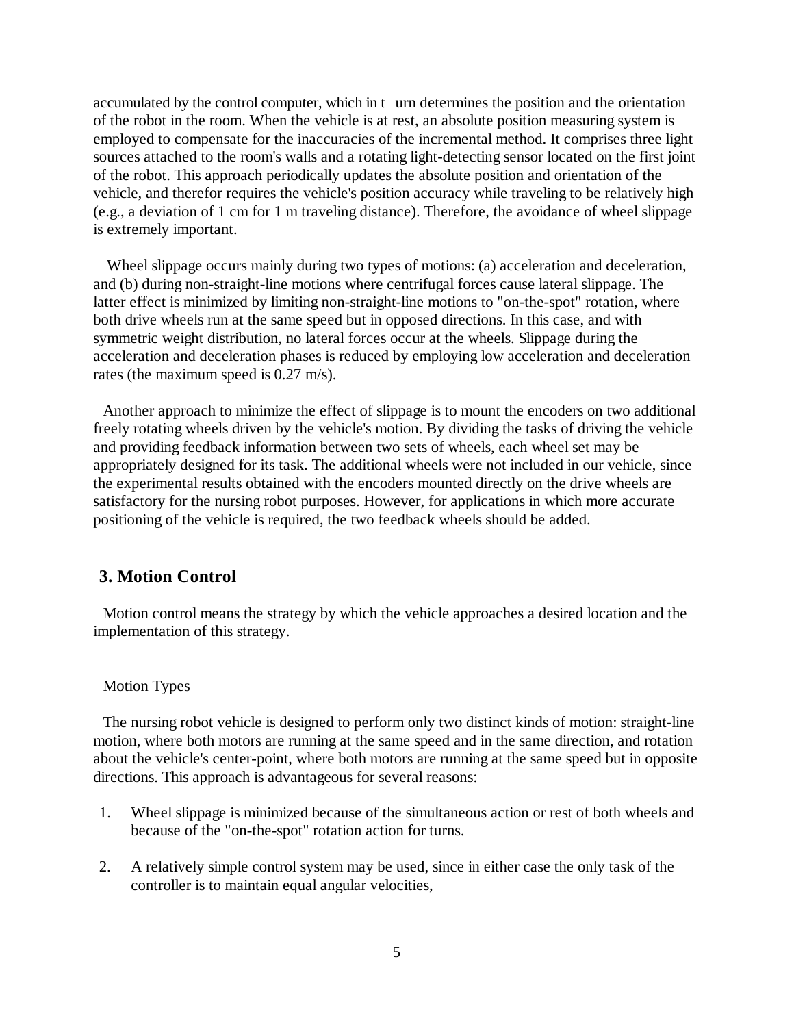accumulated by the control computer, which in turn determines the position and the orientation of the robot in the room. When the vehicle is at rest, an absolute position measuring system is employed to compensate for the inaccuracies of the incremental method. It comprises three light sources attached to the room's walls and a rotating light-detecting sensor located on the first joint of the robot. This approach periodically updates the absolute position and orientation of the vehicle, and therefor requires the vehicle's position accuracy while traveling to be relatively high (e.g., a deviation of 1 cm for 1 m traveling distance). Therefore, the avoidance of wheel slippage is extremely important.

Wheel slippage occurs mainly during two types of motions: (a) acceleration and deceleration, and (b) during non-straight-line motions where centrifugal forces cause lateral slippage. The latter effect is minimized by limiting non-straight-line motions to "on-the-spot" rotation, where both drive wheels run at the same speed but in opposed directions. In this case, and with symmetric weight distribution, no lateral forces occur at the wheels. Slippage during the acceleration and deceleration phases is reduced by employing low acceleration and deceleration rates (the maximum speed is 0.27 m/s).

Another approach to minimize the effect of slippage is to mount the encoders on two additional freely rotating wheels driven by the vehicle's motion. By dividing the tasks of driving the vehicle and providing feedback information between two sets of wheels, each wheel set may be appropriately designed for its task. The additional wheels were not included in our vehicle, since the experimental results obtained with the encoders mounted directly on the drive wheels are satisfactory for the nursing robot purposes. However, for applications in which more accurate positioning of the vehicle is required, the two feedback wheels should be added.

## 3. Motion Control

Motion control means the strategy by which the vehicle approaches a desired location and the implementation of this strategy.

### Motion Types

The nursing robot vehicle is designed to perform only two distinct kinds of motion: straight-line motion, where both motors are running at the same speed and in the same direction, and rotation about the vehicle's center-point, where both motors are running at the same speed but in opposite directions. This approach is advantageous for several reasons:

1. Wheel slippage is minimized because of the simultaneous action or rest of both wheels and because of the "on-the-spot" rotation action for turns.

2. A relatively simple control system may be used, since in either case the only task of the controller is to maintain equal angular velocities,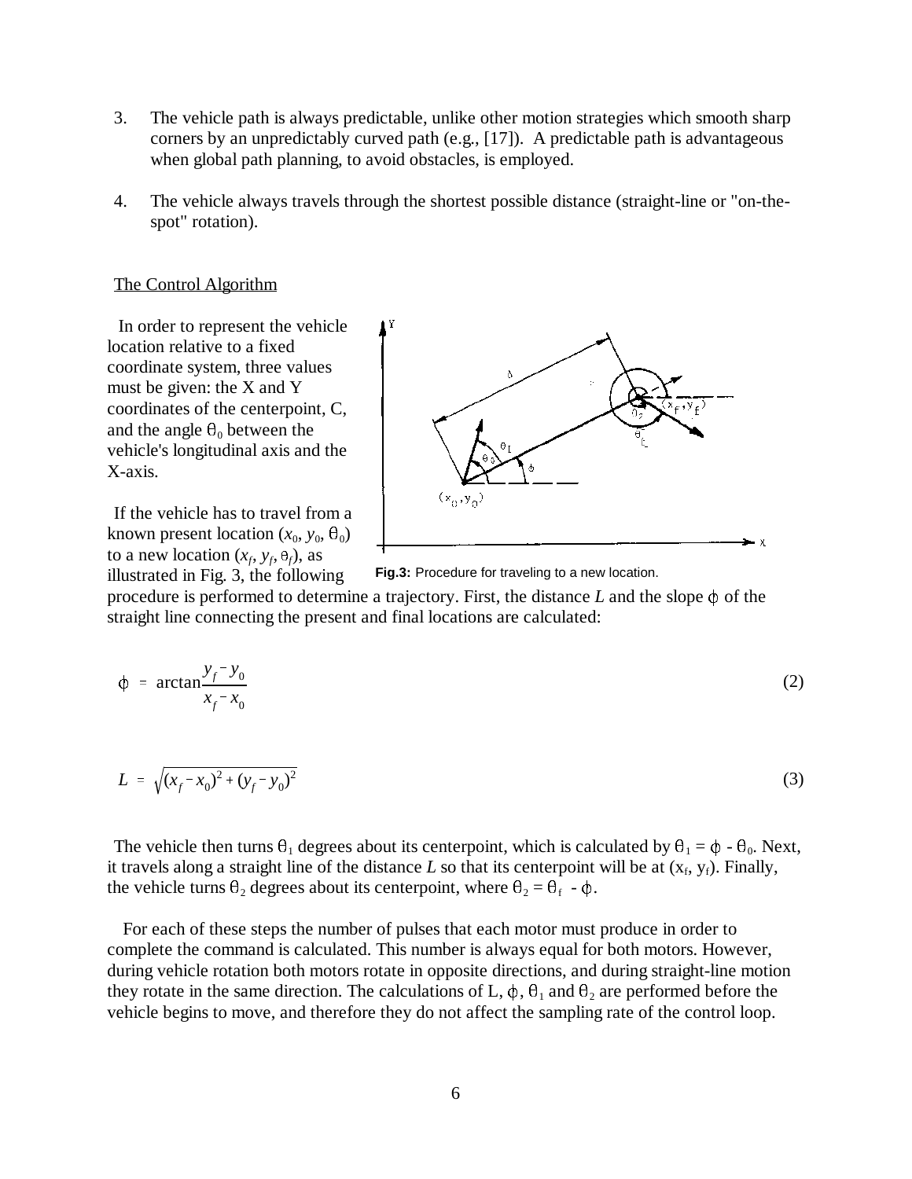3. The vehicle path is always predictable, unlike other motion strategies which smooth sharp corners by an unpredictably curved path (e.g., [17]). A predictable path is advantageous when global path planning, to avoid obstacles, is employed.

4. The vehicle always travels through the shortest possible distance (straight-line or "on-the-spot" rotation).

## The Control Algorithm

In order to represent the vehicle location relative to a fixed coordinate system, three values must be given: the X and Y coordinates of the centerpoint, C, and the angle $\theta_0$ between the vehicle's longitudinal axis and the X-axis.

If the vehicle has to travel from a known present location ($x_0$, $y_0$, $\theta_0$) to a new location ($x_f$, $y_f$, $\theta_f$), as illustrated in Fig. 3, the following procedure is performed to determine a trajectory. First, the distance $L$ and the slope $\phi$ of the straight line connecting the present and final locations are calculated:

**Fig.3:** Procedure for traveling to a new location.

$$\phi = \arctan\frac{y_f - y_0}{x_f - x_0} \tag{2}$$

$$L = \sqrt{(x_f - x_0)^2 + (y_f - y_0)^2} \tag{3}$$

The vehicle then turns $\theta_1$ degrees about its centerpoint, which is calculated by $\theta_1 = \phi - \theta_0$. Next, it travels along a straight line of the distance $L$ so that its centerpoint will be at ($x_f$, $y_f$). Finally, the vehicle turns $\theta_2$ degrees about its centerpoint, where $\theta_2 = \theta_f - \phi$.

For each of these steps the number of pulses that each motor must produce in order to complete the command is calculated. This number is always equal for both motors. However, during vehicle rotation both motors rotate in opposite directions, and during straight-line motion they rotate in the same direction. The calculations of L, $\phi$, $\theta_1$ and $\theta_2$ are performed before the vehicle begins to move, and therefore they do not affect the sampling rate of the control loop.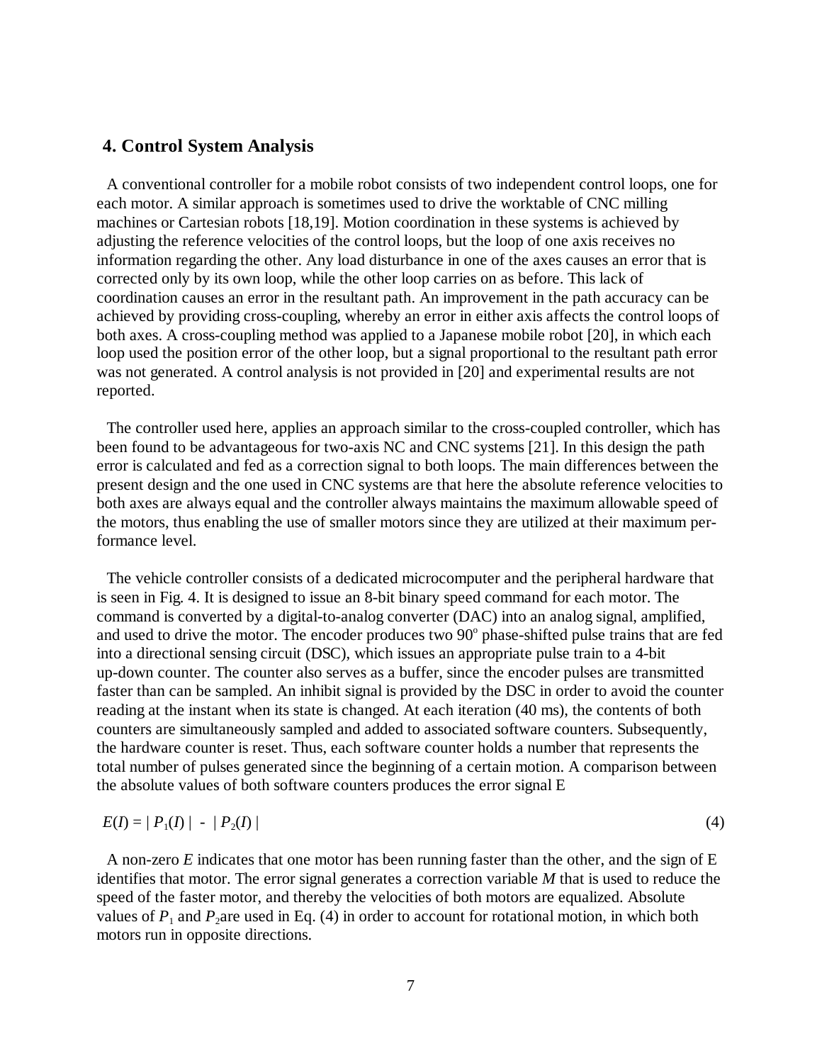## 4. Control System Analysis

A conventional controller for a mobile robot consists of two independent control loops, one for each motor. A similar approach is sometimes used to drive the worktable of CNC milling machines or Cartesian robots [18,19]. Motion coordination in these systems is achieved by adjusting the reference velocities of the control loops, but the loop of one axis receives no information regarding the other. Any load disturbance in one of the axes causes an error that is corrected only by its own loop, while the other loop carries on as before. This lack of coordination causes an error in the resultant path. An improvement in the path accuracy can be achieved by providing cross-coupling, whereby an error in either axis affects the control loops of both axes. A cross-coupling method was applied to a Japanese mobile robot [20], in which each loop used the position error of the other loop, but a signal proportional to the resultant path error was not generated. A control analysis is not provided in [20] and experimental results are not reported.

The controller used here, applies an approach similar to the cross-coupled controller, which has been found to be advantageous for two-axis NC and CNC systems [21]. In this design the path error is calculated and fed as a correction signal to both loops. The main differences between the present design and the one used in CNC systems are that here the absolute reference velocities to both axes are always equal and the controller always maintains the maximum allowable speed of the motors, thus enabling the use of smaller motors since they are utilized at their maximum performance level.

The vehicle controller consists of a dedicated microcomputer and the peripheral hardware that is seen in Fig. 4. It is designed to issue an 8-bit binary speed command for each motor. The command is converted by a digital-to-analog converter (DAC) into an analog signal, amplified, and used to drive the motor. The encoder produces two $90^o$ phase-shifted pulse trains that are fed into a directional sensing circuit (DSC), which issues an appropriate pulse train to a 4-bit up-down counter. The counter also serves as a buffer, since the encoder pulses are transmitted faster than can be sampled. An inhibit signal is provided by the DSC in order to avoid the counter reading at the instant when its state is changed. At each iteration (40 ms), the contents of both counters are simultaneously sampled and added to associated software counters. Subsequently, the hardware counter is reset. Thus, each software counter holds a number that represents the total number of pulses generated since the beginning of a certain motion. A comparison between the absolute values of both software counters produces the error signal E

$$E(I) = | P_1(I) | - | P_2(I) | \tag{4}$$

A non-zero $E$ indicates that one motor has been running faster than the other, and the sign of E identifies that motor. The error signal generates a correction variable $M$ that is used to reduce the speed of the faster motor, and thereby the velocities of both motors are equalized. Absolute values of $P_1$ and $P_2$ are used in Eq. (4) in order to account for rotational motion, in which both motors run in opposite directions.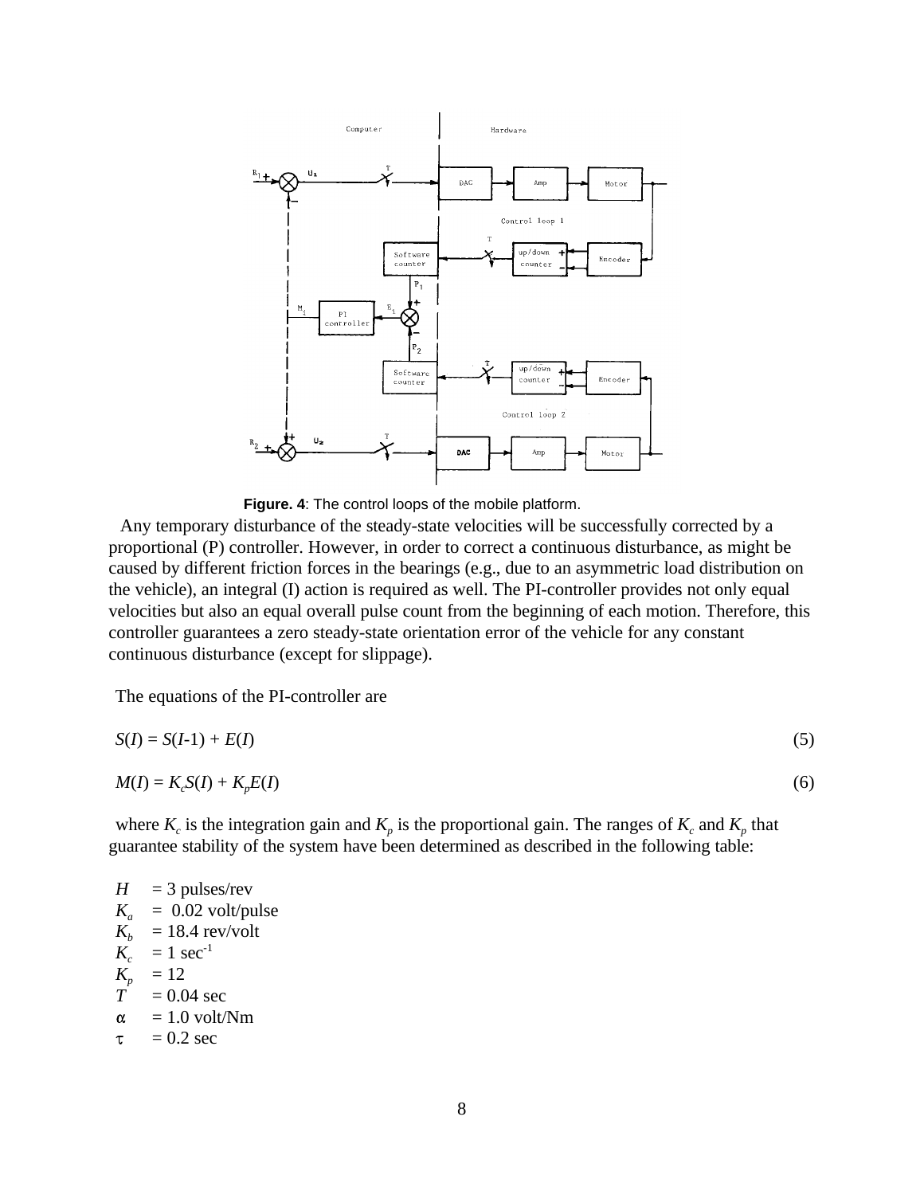**Figure. 4**: The control loops of the mobile platform.

Any temporary disturbance of the steady-state velocities will be successfully corrected by a proportional (P) controller. However, in order to correct a continuous disturbance, as might be caused by different friction forces in the bearings (e.g., due to an asymmetric load distribution on the vehicle), an integral (I) action is required as well. The PI-controller provides not only equal velocities but also an equal overall pulse count from the beginning of each motion. Therefore, this controller guarantees a zero steady-state orientation error of the vehicle for any constant continuous disturbance (except for slippage).

The equations of the PI-controller are

$$S(I) = S(I\text{-}1) + E(I) \tag{5}$$

$$M(I) = K_c S(I) + K_p E(I) \tag{6}$$

where $K_c$ is the integration gain and $K_p$ is the proportional gain. The ranges of $K_c$ and $K_p$ that guarantee stability of the system have been determined as described in the following table:

$H$ = 3 pulses/rev
$K_a$ = 0.02 volt/pulse
$K_b$ = 18.4 rev/volt
$K_c$ = 1 $\text{sec}^{-1}$
$K_p$ = 12
$T$ = 0.04 sec
$\alpha$ = 1.0 volt/Nm
$\tau$ = 0.2 sec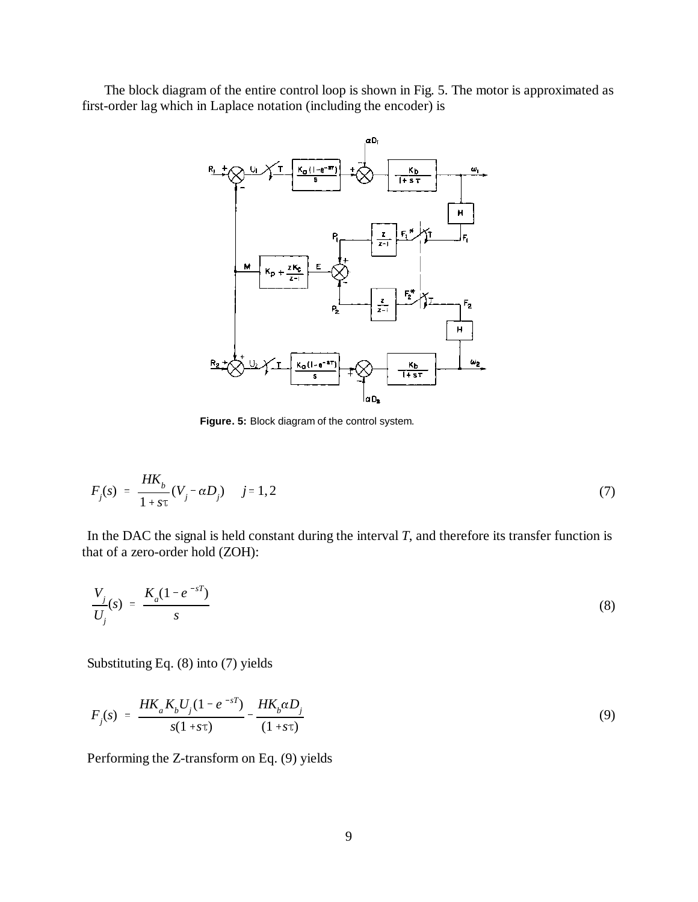The block diagram of the entire control loop is shown in Fig. 5. The motor is approximated as first-order lag which in Laplace notation (including the encoder) is

**Figure. 5:** Block diagram of the control system.

$$F_j(s) = \frac{HK_b}{1 + s\tau}(V_j - \alpha D_j) \qquad j = 1, 2 \tag{7}$$

In the DAC the signal is held constant during the interval $T$, and therefore its transfer function is that of a zero-order hold (ZOH):

$$\frac{V_j}{U_j}(s) = \frac{K_a(1 - e^{-sT})}{s} \tag{8}$$

Substituting Eq. (8) into (7) yields

$$F_j(s) = \frac{HK_aK_bU_j(1 - e^{-sT})}{s(1 + s\tau)} - \frac{HK_b\alpha D_j}{(1 + s\tau)} \tag{9}$$

Performing the Z-transform on Eq. (9) yields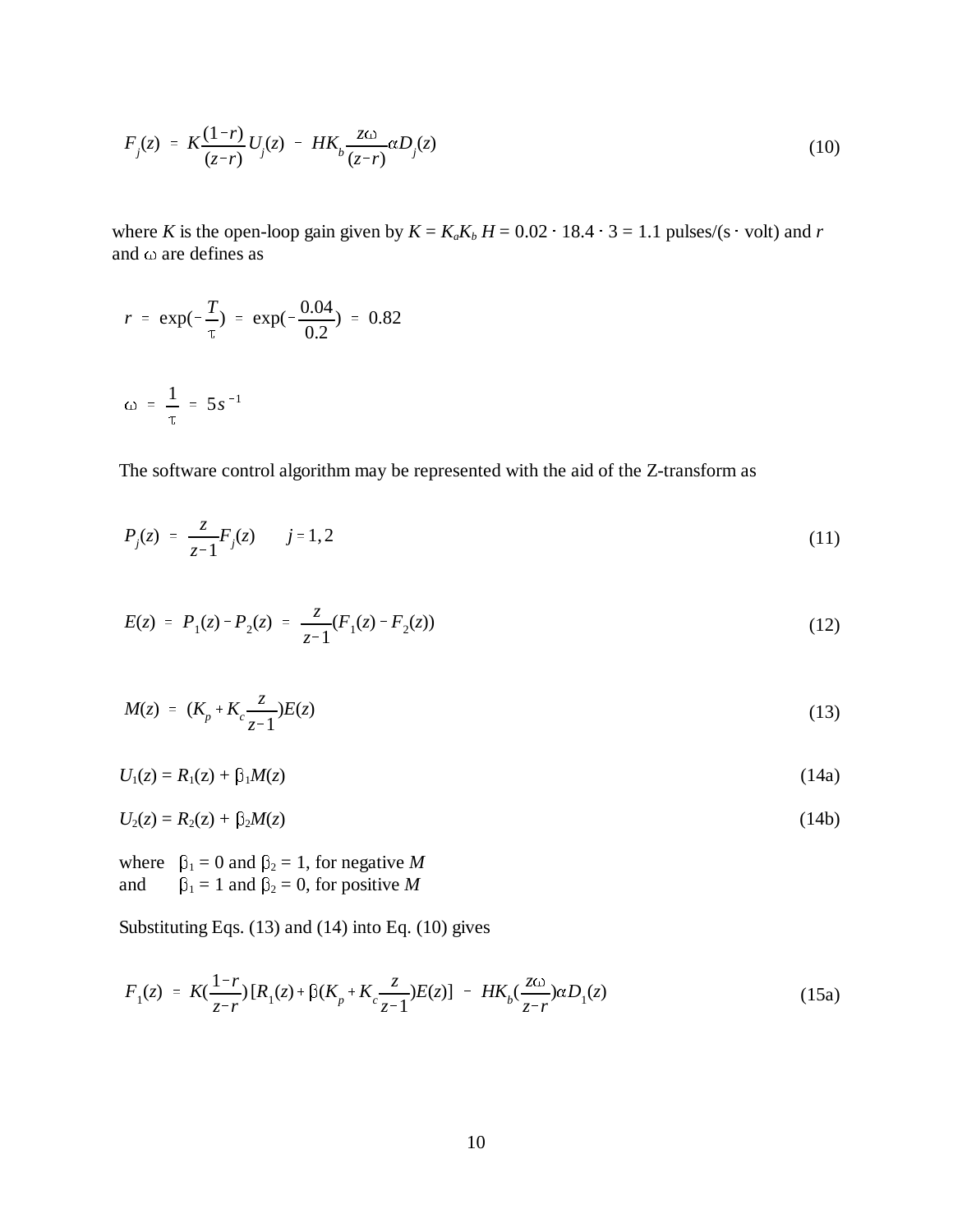$$F_j(z) = K\frac{(1-r)}{(z-r)}U_j(z) - HK_b\frac{z\omega}{(z-r)}\alpha D_j(z) \tag{10}$$

where $K$ is the open-loop gain given by $K = K_a K_b H = 0.02 \cdot 18.4 \cdot 3 = 1.1$ pulses/(s $\cdot$ volt) and $r$ and $\omega$ are defines as

$$r = \exp(-\frac{T}{\tau}) = \exp(-\frac{0.04}{0.2}) = 0.82$$

$$\omega = \frac{1}{\tau} = 5s^{-1}$$

The software control algorithm may be represented with the aid of the Z-transform as

$$P_j(z) = \frac{z}{z-1}F_j(z) \qquad j = 1, 2 \tag{11}$$

$$E(z) = P_1(z) - P_2(z) = \frac{z}{z-1}(F_1(z) - F_2(z)) \tag{12}$$

$$M(z) = (K_p + K_c\frac{z}{z-1})E(z) \tag{13}$$

$$U_1(z) = R_1(z) + \beta_1 M(z) \tag{14a}$$

$$U_2(z) = R_2(z) + \beta_2 M(z) \tag{14b}$$

where $\beta_1 = 0$ and $\beta_2 = 1$, for negative $M$
and $\beta_1 = 1$ and $\beta_2 = 0$, for positive $M$

Substituting Eqs. (13) and (14) into Eq. (10) gives

$$F_1(z) = K(\frac{1-r}{z-r})[R_1(z) + \beta(K_p + K_c\frac{z}{z-1})E(z)] - HK_b(\frac{z\omega}{z-r})\alpha D_1(z) \tag{15a}$$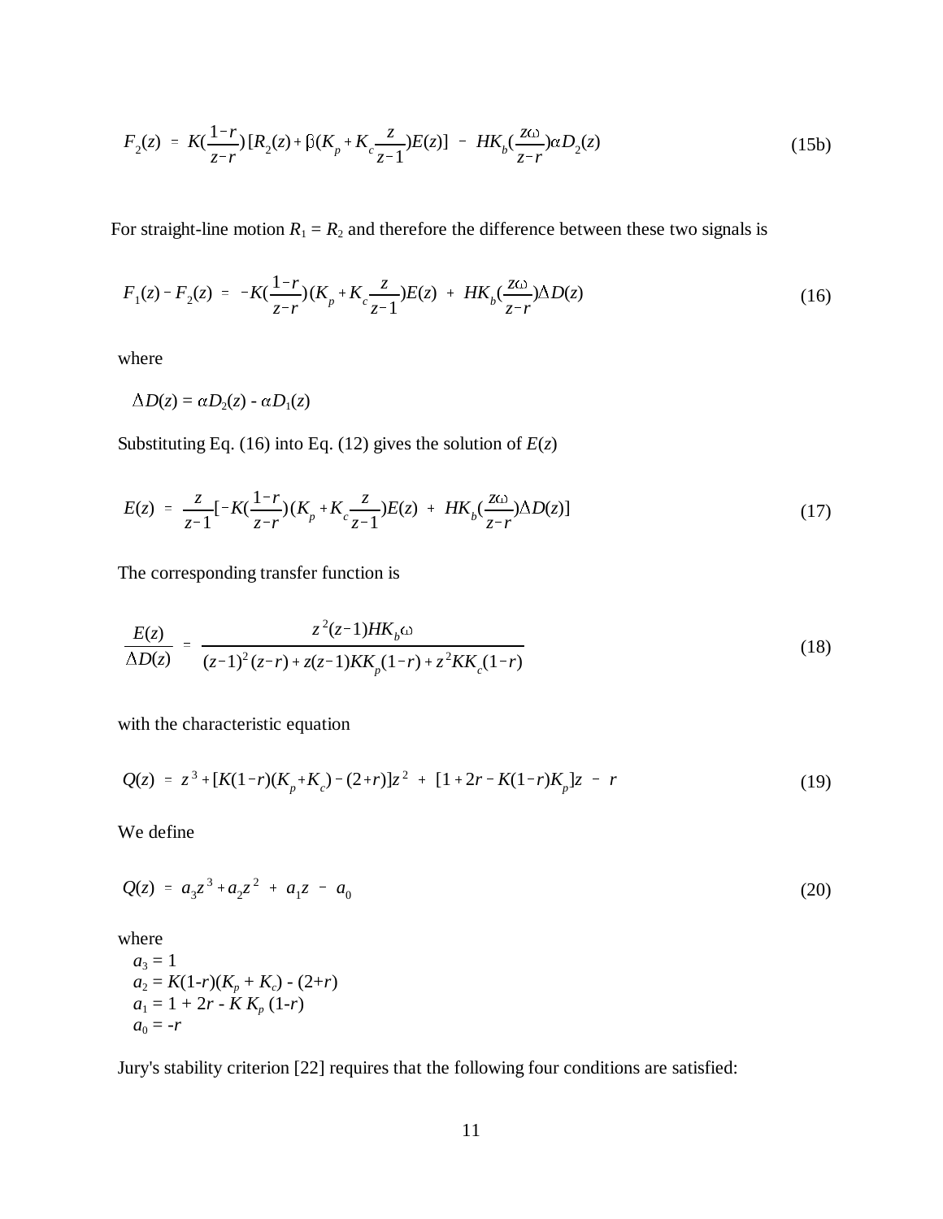$$F_2(z) = K(\frac{1-r}{z-r})[R_2(z) + \beta(K_p + K_c\frac{z}{z-1})E(z)] - HK_b(\frac{z\omega}{z-r})\alpha D_2(z) \tag{15b}$$

For straight-line motion $R_1 = R_2$ and therefore the difference between these two signals is

$$F_1(z) - F_2(z) = -K(\frac{1-r}{z-r})(K_p + K_c\frac{z}{z-1})E(z) + HK_b(\frac{z\omega}{z-r})\Delta D(z) \tag{16}$$

where

$\Delta D(z) = \alpha D_2(z) - \alpha D_1(z)$

Substituting Eq. (16) into Eq. (12) gives the solution of $E(z)$

$$E(z) = \frac{z}{z-1}[-K(\frac{1-r}{z-r})(K_p + K_c\frac{z}{z-1})E(z) + HK_b(\frac{z\omega}{z-r})\Delta D(z)] \tag{17}$$

The corresponding transfer function is

$$\frac{E(z)}{\Delta D(z)} = \frac{z^2(z-1)HK_b\omega}{(z-1)^2(z-r) + z(z-1)KK_p(1-r) + z^2KK_c(1-r)} \tag{18}$$

with the characteristic equation

$$Q(z) = z^3 + [K(1-r)(K_p + K_c) - (2+r)]z^2 + [1 + 2r - K(1-r)K_p]z - r \tag{19}$$

We define

$$Q(z) = a_3z^3 + a_2z^2 + a_1z - a_0 \tag{20}$$

where

$a_3 = 1$
$a_2 = K(1-r)(K_p + K_c) - (2+r)$
$a_1 = 1 + 2r - K K_p (1-r)$
$a_0 = -r$

Jury's stability criterion [22] requires that the following four conditions are satisfied: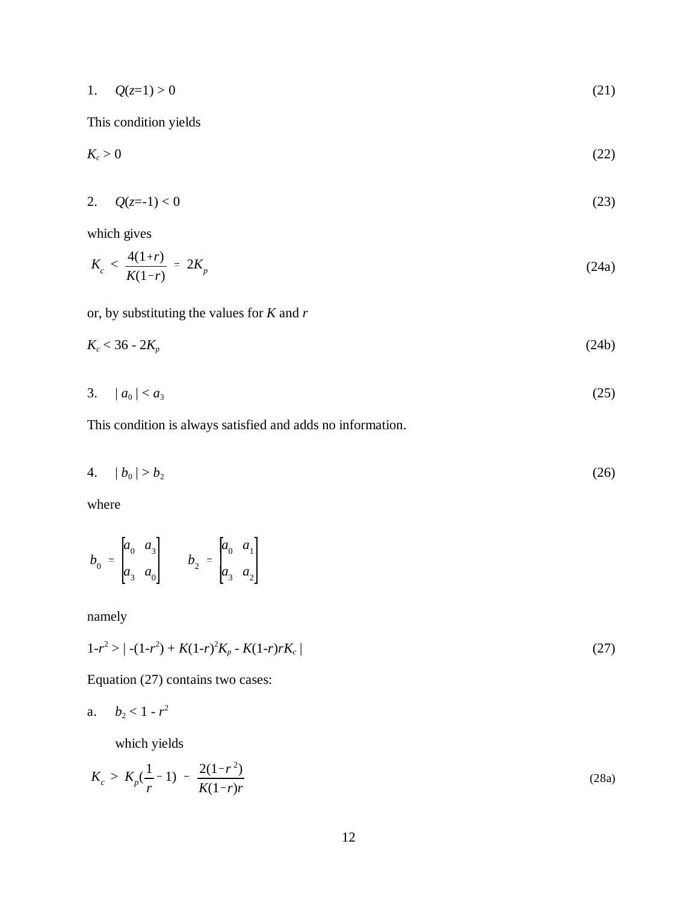1. $Q(z{=}1) > 0$ (21)

This condition yields

$$K_c > 0 \tag{22}$$

2. $Q(z{=}-1) < 0$ (23)

which gives

$$K_c < \frac{4(1+r)}{K(1-r)} = 2K_p \tag{24a}$$

or, by substituting the values for $K$ and $r$

$$K_c < 36 - 2K_p \tag{24b}$$

3. $| a_0 | < a_3$ (25)

This condition is always satisfied and adds no information.

4. $| b_0 | > b_2$ (26)

where

$$b_0 = \begin{bmatrix} a_0 & a_3 \\ a_3 & a_0 \end{bmatrix} \qquad b_2 = \begin{bmatrix} a_0 & a_1 \\ a_3 & a_2 \end{bmatrix}$$

namely

$$1-r^2 > | -(1-r^2) + K(1-r)^2K_p - K(1-r)rK_c | \tag{27}$$

Equation (27) contains two cases:

a. $b_2 < 1 - r^2$

which yields

$$K_c > K_p\left(\frac{1}{r} - 1\right) - \frac{2(1-r^2)}{K(1-r)r} \tag{28a}$$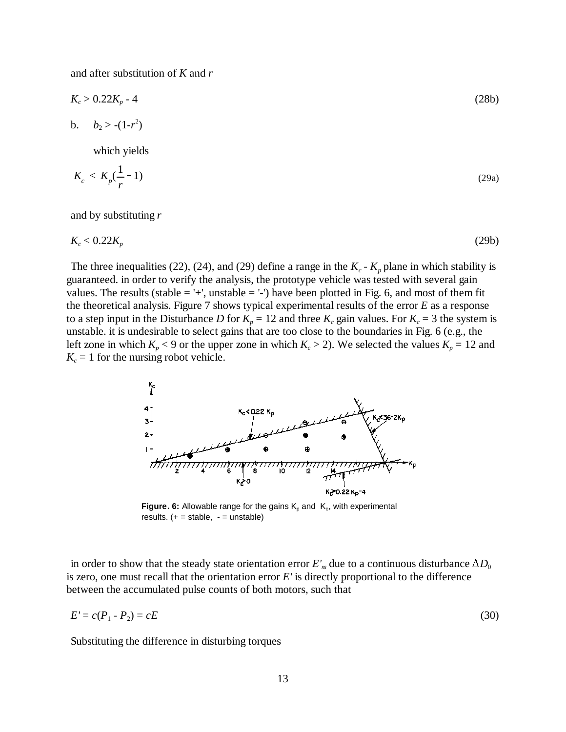and after substitution of $K$ and $r$

$$K_c > 0.22K_p - 4 \tag{28b}$$

b. $b_2 > -(1-r^2)$

which yields

$$K_c < K_p(\frac{1}{r} - 1) \tag{29a}$$

and by substituting $r$

$$K_c < 0.22K_p \tag{29b}$$

The three inequalities (22), (24), and (29) define a range in the $K_c$ - $K_p$ plane in which stability is guaranteed. in order to verify the analysis, the prototype vehicle was tested with several gain values. The results (stable = '+', unstable = '-') have been plotted in Fig. 6, and most of them fit the theoretical analysis. Figure 7 shows typical experimental results of the error $E$ as a response to a step input in the Disturbance $D$ for $K_p = 12$ and three $K_c$ gain values. For $K_c = 3$ the system is unstable. it is undesirable to select gains that are too close to the boundaries in Fig. 6 (e.g., the left zone in which $K_p < 9$ or the upper zone in which $K_c > 2$). We selected the values $K_p = 12$ and $K_c = 1$ for the nursing robot vehicle.

**Figure. 6:** Allowable range for the gains $K_p$ and $K_c$, with experimental results. (+ = stable, - = unstable)

in order to show that the steady state orientation error $E'_{ss}$ due to a continuous disturbance $\Delta D_0$ is zero, one must recall that the orientation error $E'$ is directly proportional to the difference between the accumulated pulse counts of both motors, such that

$$E' = c(P_1 - P_2) = cE \tag{30}$$

Substituting the difference in disturbing torques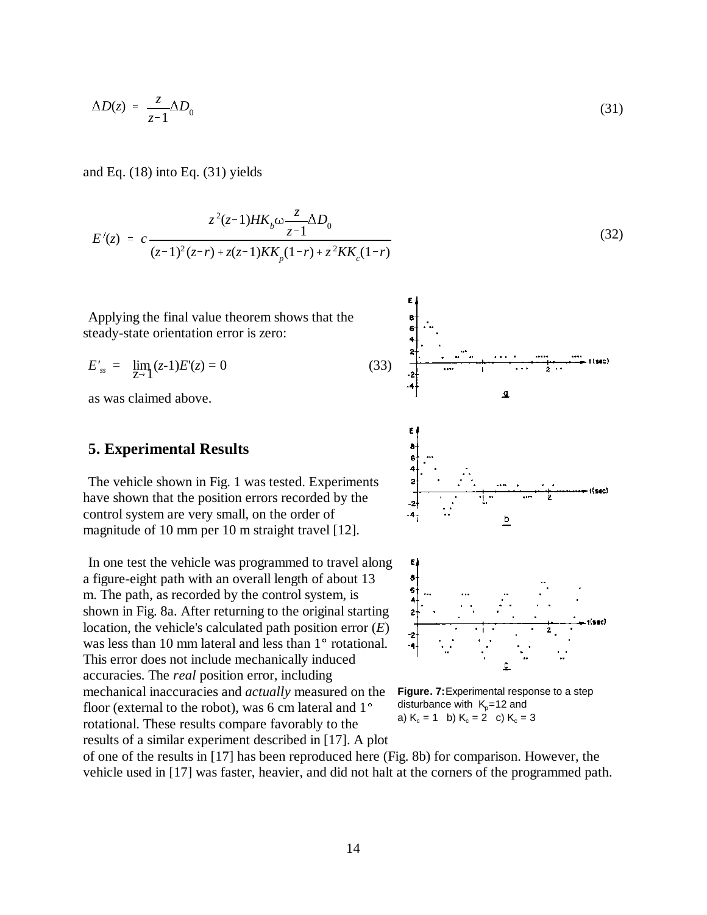$$\Delta D(z) = \frac{z}{z-1}\Delta D_0 \tag{31}$$

and Eq. (18) into Eq. (31) yields

$$E'(z) = c\frac{z^2(z-1)HK_b\omega\frac{z}{z-1}\Delta D_0}{(z-1)^2(z-r) + z(z-1)KK_p(1-r) + z^2KK_c(1-r)} \tag{32}$$

Applying the final value theorem shows that the steady-state orientation error is zero:

$$E'_{ss} = \lim_{z \to 1}(z\text{-}1)E'(z) = 0 \tag{33}$$

as was claimed above.

## 5. Experimental Results

The vehicle shown in Fig. 1 was tested. Experiments have shown that the position errors recorded by the control system are very small, on the order of magnitude of 10 mm per 10 m straight travel [12].

In one test the vehicle was programmed to travel along a figure-eight path with an overall length of about 13 m. The path, as recorded by the control system, is shown in Fig. 8a. After returning to the original starting location, the vehicle's calculated path position error ($E$) was less than 10 mm lateral and less than 1° rotational. This error does not include mechanically induced accuracies. The *real* position error, including mechanical inaccuracies and *actually* measured on the floor (external to the robot), was 6 cm lateral and 1° rotational. These results compare favorably to the results of a similar experiment described in [17]. A plot of one of the results in [17] has been reproduced here (Fig. 8b) for comparison. However, the vehicle used in [17] was faster, heavier, and did not halt at the corners of the programmed path.

**Figure. 7:** Experimental response to a step disturbance with $K_p$=12 and a) $K_c$ = 1 b) $K_c$ = 2 c) $K_c$ = 3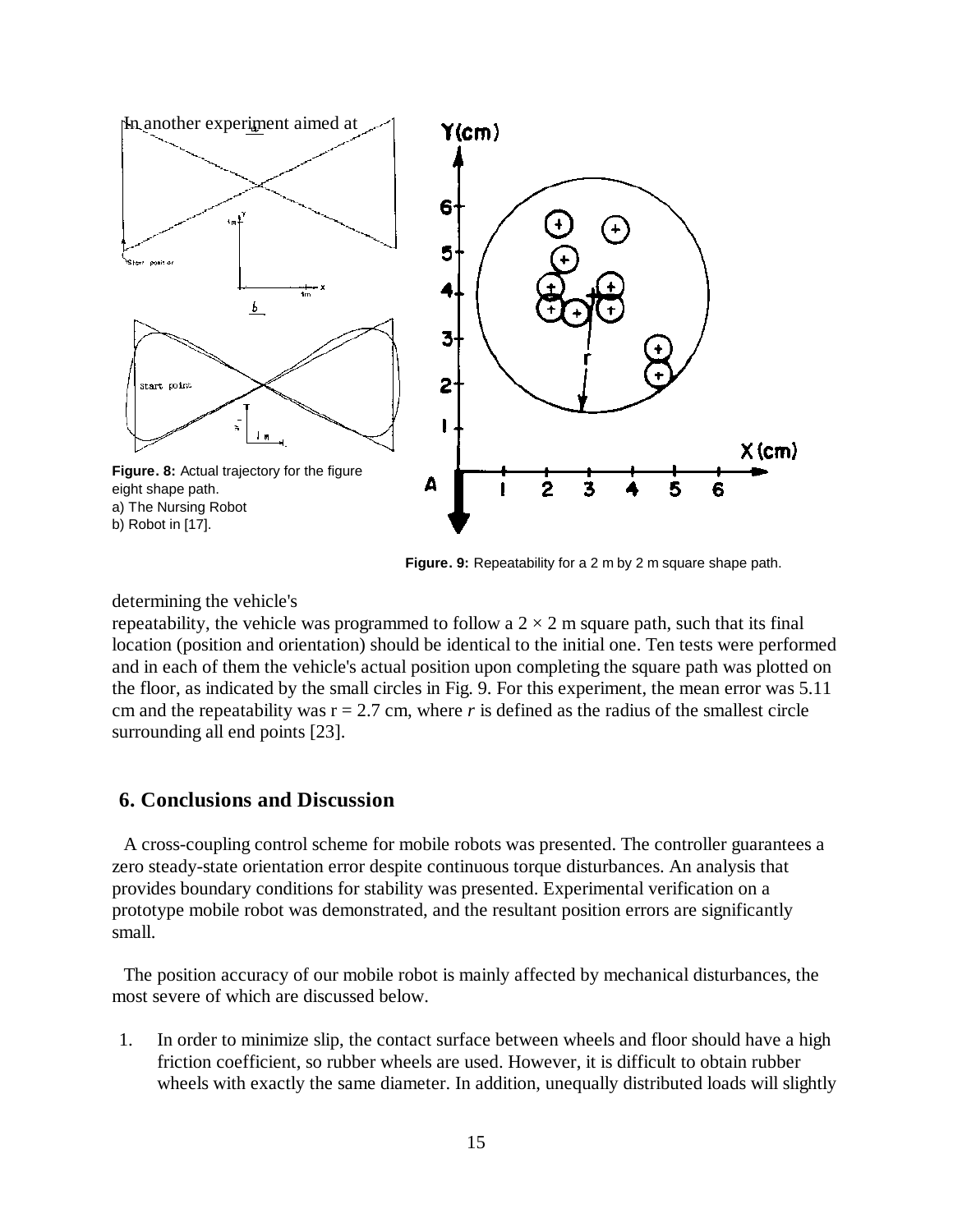In another experiment aimed at

Figure. 8: Actual trajectory for the figure eight shape path.
a) The Nursing Robot
b) Robot in [17].

Figure. 9: Repeatability for a 2 m by 2 m square shape path.

determining the vehicle's repeatability, the vehicle was programmed to follow a $2 \times 2$ m square path, such that its final location (position and orientation) should be identical to the initial one. Ten tests were performed and in each of them the vehicle's actual position upon completing the square path was plotted on the floor, as indicated by the small circles in Fig. 9. For this experiment, the mean error was 5.11 cm and the repeatability was $r = 2.7$ cm, where *r* is defined as the radius of the smallest circle surrounding all end points [23].

## 6. Conclusions and Discussion

A cross-coupling control scheme for mobile robots was presented. The controller guarantees a zero steady-state orientation error despite continuous torque disturbances. An analysis that provides boundary conditions for stability was presented. Experimental verification on a prototype mobile robot was demonstrated, and the resultant position errors are significantly small.

The position accuracy of our mobile robot is mainly affected by mechanical disturbances, the most severe of which are discussed below.

1. In order to minimize slip, the contact surface between wheels and floor should have a high friction coefficient, so rubber wheels are used. However, it is difficult to obtain rubber wheels with exactly the same diameter. In addition, unequally distributed loads will slightly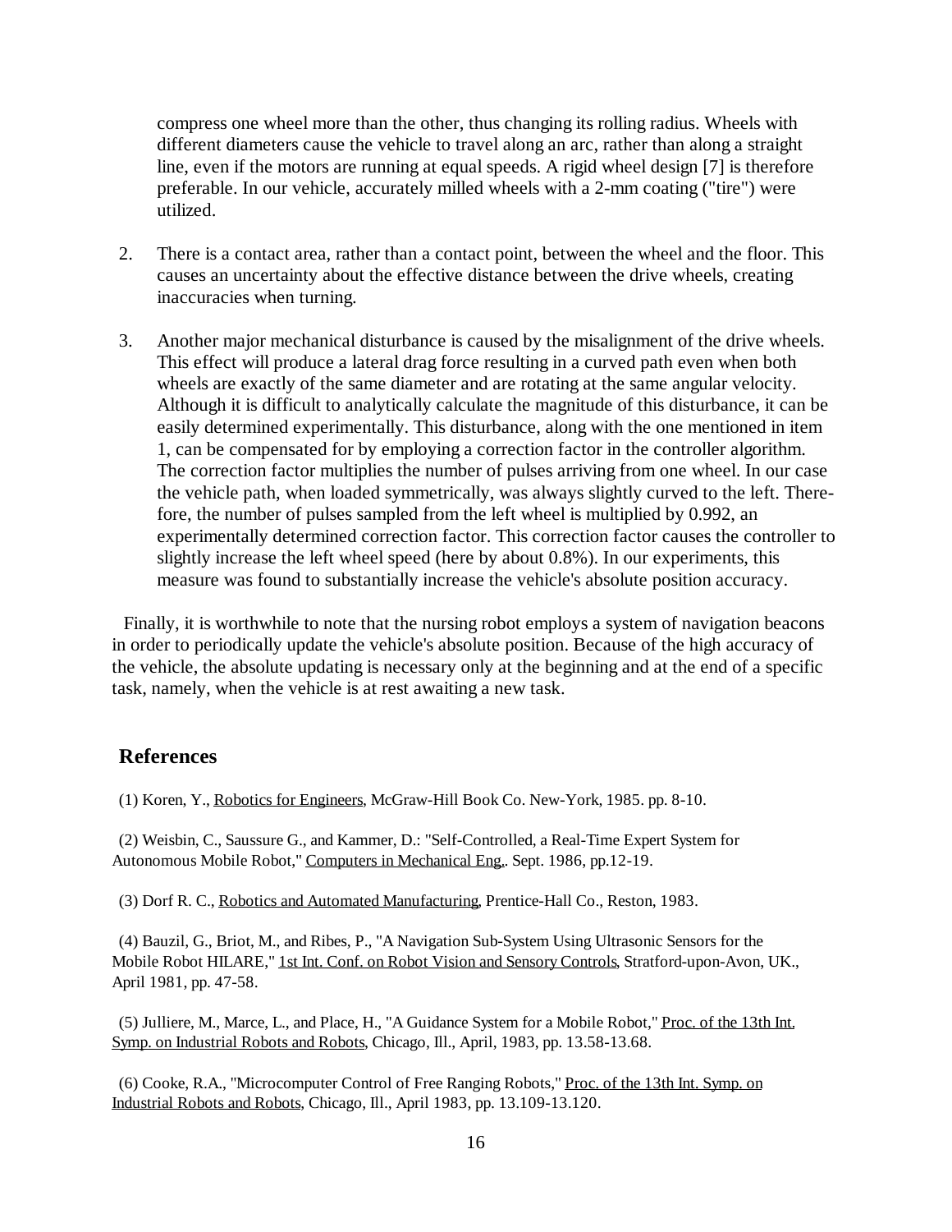compress one wheel more than the other, thus changing its rolling radius. Wheels with different diameters cause the vehicle to travel along an arc, rather than along a straight line, even if the motors are running at equal speeds. A rigid wheel design [7] is therefore preferable. In our vehicle, accurately milled wheels with a 2-mm coating ("tire") were utilized.

2. There is a contact area, rather than a contact point, between the wheel and the floor. This causes an uncertainty about the effective distance between the drive wheels, creating inaccuracies when turning.

3. Another major mechanical disturbance is caused by the misalignment of the drive wheels. This effect will produce a lateral drag force resulting in a curved path even when both wheels are exactly of the same diameter and are rotating at the same angular velocity. Although it is difficult to analytically calculate the magnitude of this disturbance, it can be easily determined experimentally. This disturbance, along with the one mentioned in item 1, can be compensated for by employing a correction factor in the controller algorithm. The correction factor multiplies the number of pulses arriving from one wheel. In our case the vehicle path, when loaded symmetrically, was always slightly curved to the left. Therefore, the number of pulses sampled from the left wheel is multiplied by 0.992, an experimentally determined correction factor. This correction factor causes the controller to slightly increase the left wheel speed (here by about 0.8%). In our experiments, this measure was found to substantially increase the vehicle's absolute position accuracy.

Finally, it is worthwhile to note that the nursing robot employs a system of navigation beacons in order to periodically update the vehicle's absolute position. Because of the high accuracy of the vehicle, the absolute updating is necessary only at the beginning and at the end of a specific task, namely, when the vehicle is at rest awaiting a new task.

## References

(1) Koren, Y., Robotics for Engineers, McGraw-Hill Book Co. New-York, 1985. pp. 8-10.

(2) Weisbin, C., Saussure G., and Kammer, D.: "Self-Controlled, a Real-Time Expert System for Autonomous Mobile Robot," Computers in Mechanical Eng.. Sept. 1986, pp.12-19.

(3) Dorf R. C., Robotics and Automated Manufacturing, Prentice-Hall Co., Reston, 1983.

(4) Bauzil, G., Briot, M., and Ribes, P., "A Navigation Sub-System Using Ultrasonic Sensors for the Mobile Robot HILARE," 1st Int. Conf. on Robot Vision and Sensory Controls, Stratford-upon-Avon, UK., April 1981, pp. 47-58.

(5) Julliere, M., Marce, L., and Place, H., "A Guidance System for a Mobile Robot," Proc. of the 13th Int. Symp. on Industrial Robots and Robots, Chicago, Ill., April, 1983, pp. 13.58-13.68.

(6) Cooke, R.A., "Microcomputer Control of Free Ranging Robots," Proc. of the 13th Int. Symp. on Industrial Robots and Robots, Chicago, Ill., April 1983, pp. 13.109-13.120.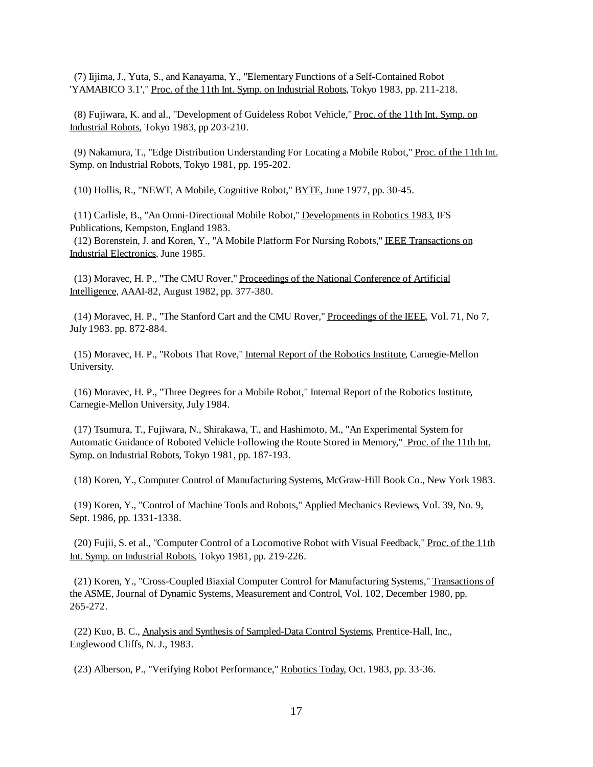(7) Iijima, J., Yuta, S., and Kanayama, Y., "Elementary Functions of a Self-Contained Robot 'YAMABICO 3.1'," Proc. of the 11th Int. Symp. on Industrial Robots, Tokyo 1983, pp. 211-218.

(8) Fujiwara, K. and al., "Development of Guideless Robot Vehicle," Proc. of the 11th Int. Symp. on Industrial Robots, Tokyo 1983, pp 203-210.

(9) Nakamura, T., "Edge Distribution Understanding For Locating a Mobile Robot," Proc. of the 11th Int. Symp. on Industrial Robots, Tokyo 1981, pp. 195-202.

(10) Hollis, R., "NEWT, A Mobile, Cognitive Robot," BYTE, June 1977, pp. 30-45.

(11) Carlisle, B., "An Omni-Directional Mobile Robot," Developments in Robotics 1983, IFS Publications, Kempston, England 1983.

(12) Borenstein, J. and Koren, Y., "A Mobile Platform For Nursing Robots," IEEE Transactions on Industrial Electronics, June 1985.

(13) Moravec, H. P., "The CMU Rover," Proceedings of the National Conference of Artificial Intelligence, AAAI-82, August 1982, pp. 377-380.

(14) Moravec, H. P., "The Stanford Cart and the CMU Rover," Proceedings of the IEEE, Vol. 71, No 7, July 1983. pp. 872-884.

(15) Moravec, H. P., "Robots That Rove," Internal Report of the Robotics Institute, Carnegie-Mellon University.

(16) Moravec, H. P., "Three Degrees for a Mobile Robot," Internal Report of the Robotics Institute, Carnegie-Mellon University, July 1984.

(17) Tsumura, T., Fujiwara, N., Shirakawa, T., and Hashimoto, M., "An Experimental System for Automatic Guidance of Roboted Vehicle Following the Route Stored in Memory," Proc. of the 11th Int. Symp. on Industrial Robots, Tokyo 1981, pp. 187-193.

(18) Koren, Y., Computer Control of Manufacturing Systems, McGraw-Hill Book Co., New York 1983.

(19) Koren, Y., "Control of Machine Tools and Robots," Applied Mechanics Reviews, Vol. 39, No. 9, Sept. 1986, pp. 1331-1338.

(20) Fujii, S. et al., "Computer Control of a Locomotive Robot with Visual Feedback," Proc. of the 11th Int. Symp. on Industrial Robots, Tokyo 1981, pp. 219-226.

(21) Koren, Y., "Cross-Coupled Biaxial Computer Control for Manufacturing Systems," Transactions of the ASME, Journal of Dynamic Systems, Measurement and Control, Vol. 102, December 1980, pp. 265-272.

(22) Kuo, B. C., Analysis and Synthesis of Sampled-Data Control Systems, Prentice-Hall, Inc., Englewood Cliffs, N. J., 1983.

(23) Alberson, P., "Verifying Robot Performance," Robotics Today, Oct. 1983, pp. 33-36.